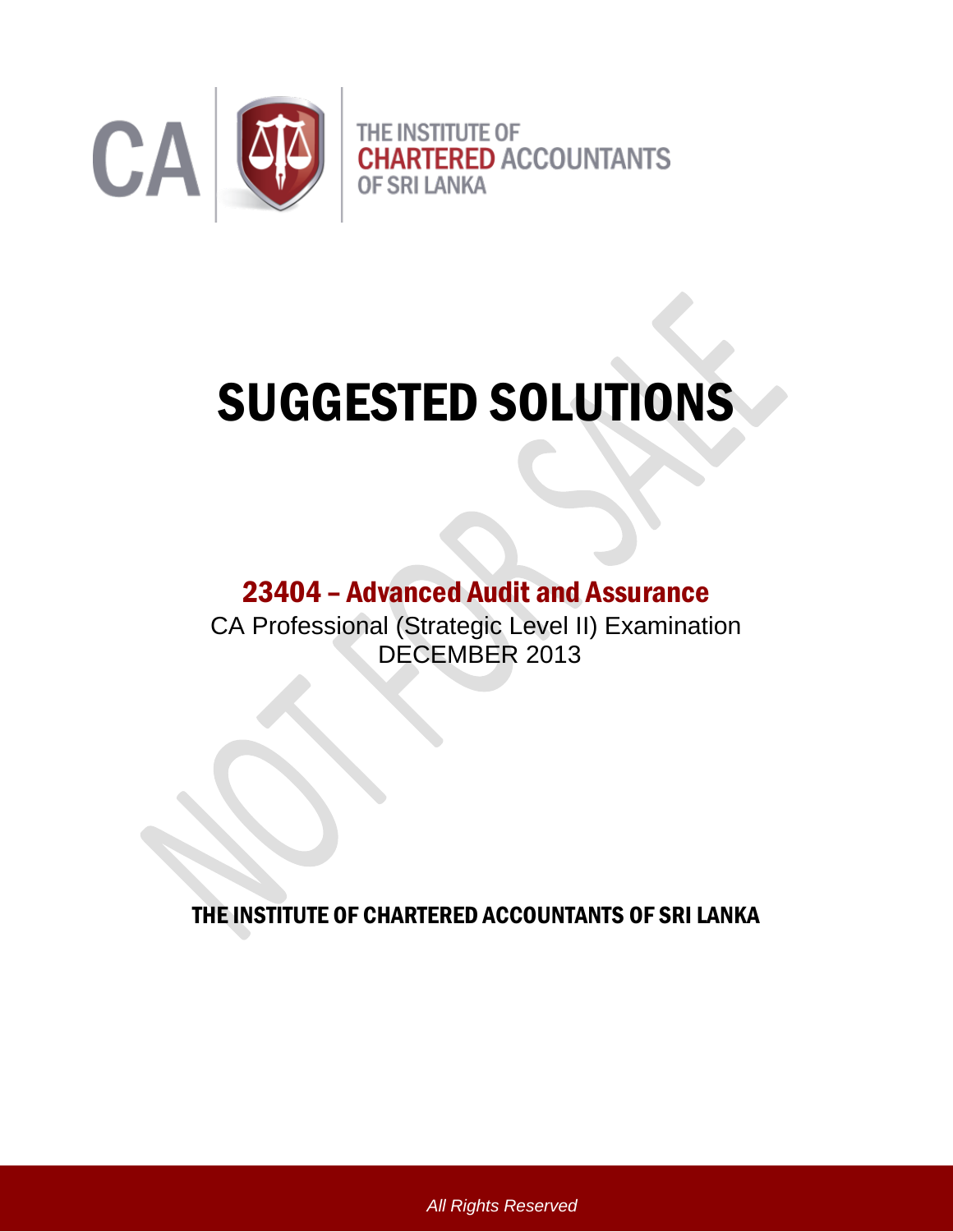CA

THE INSTITUTE OF
CHARTERED ACCOUNTANTS
OF SRI LANKA

# SUGGESTED SOLUTIONS

## 23404 – Advanced Audit and Assurance

CA Professional (Strategic Level II) Examination
DECEMBER 2013

**THE INSTITUTE OF CHARTERED ACCOUNTANTS OF SRI LANKA**

*All Rights Reserved*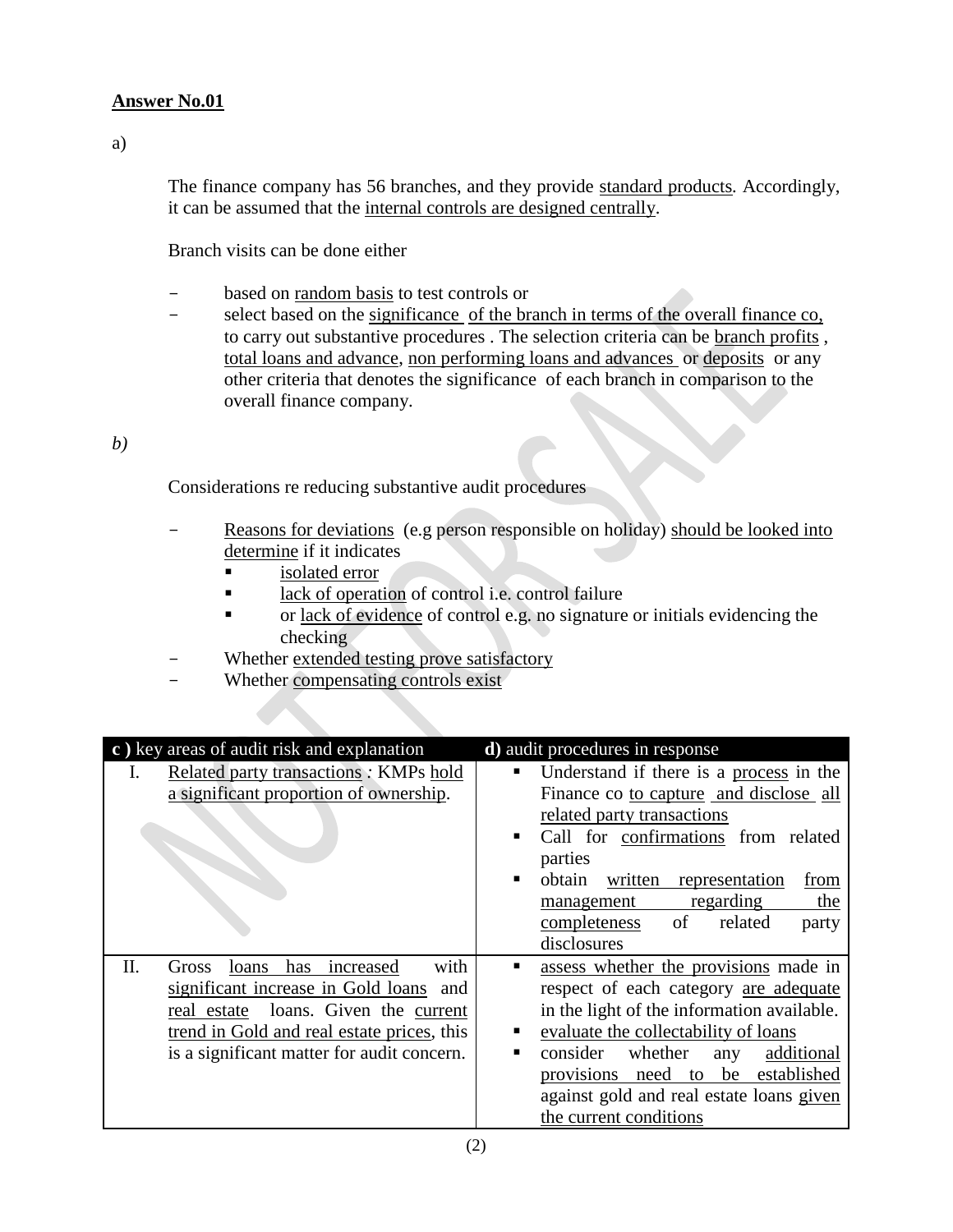**Answer No.01**

a)

The finance company has 56 branches, and they provide standard products. Accordingly, it can be assumed that the internal controls are designed centrally.

Branch visits can be done either

- based on random basis to test controls or
- select based on the significance of the branch in terms of the overall finance co, to carry out substantive procedures . The selection criteria can be branch profits , total loans and advance, non performing loans and advances or deposits or any other criteria that denotes the significance of each branch in comparison to the overall finance company.

*b)*

Considerations re reducing substantive audit procedures

- Reasons for deviations (e.g person responsible on holiday) should be looked into determine if it indicates
  - isolated error
  - lack of operation of control i.e. control failure
  - or lack of evidence of control e.g. no signature or initials evidencing the checking
- Whether extended testing prove satisfactory
- Whether compensating controls exist

| | **c )** key areas of audit risk and explanation | **d)** audit procedures in response |
|---|---|---|
| I. | Related party transactions *:* KMPs hold a significant proportion of ownership. | ▪ Understand if there is a process in the Finance co to capture and disclose all related party transactions<br>▪ Call for confirmations from related parties<br>▪ obtain written representation from management regarding the completeness of related party disclosures |
| II. | Gross loans has increased with significant increase in Gold loans and real estate loans. Given the current trend in Gold and real estate prices, this is a significant matter for audit concern. | ▪ assess whether the provisions made in respect of each category are adequate in the light of the information available.<br>▪ evaluate the collectability of loans<br>▪ consider whether any additional provisions need to be established against gold and real estate loans given the current conditions |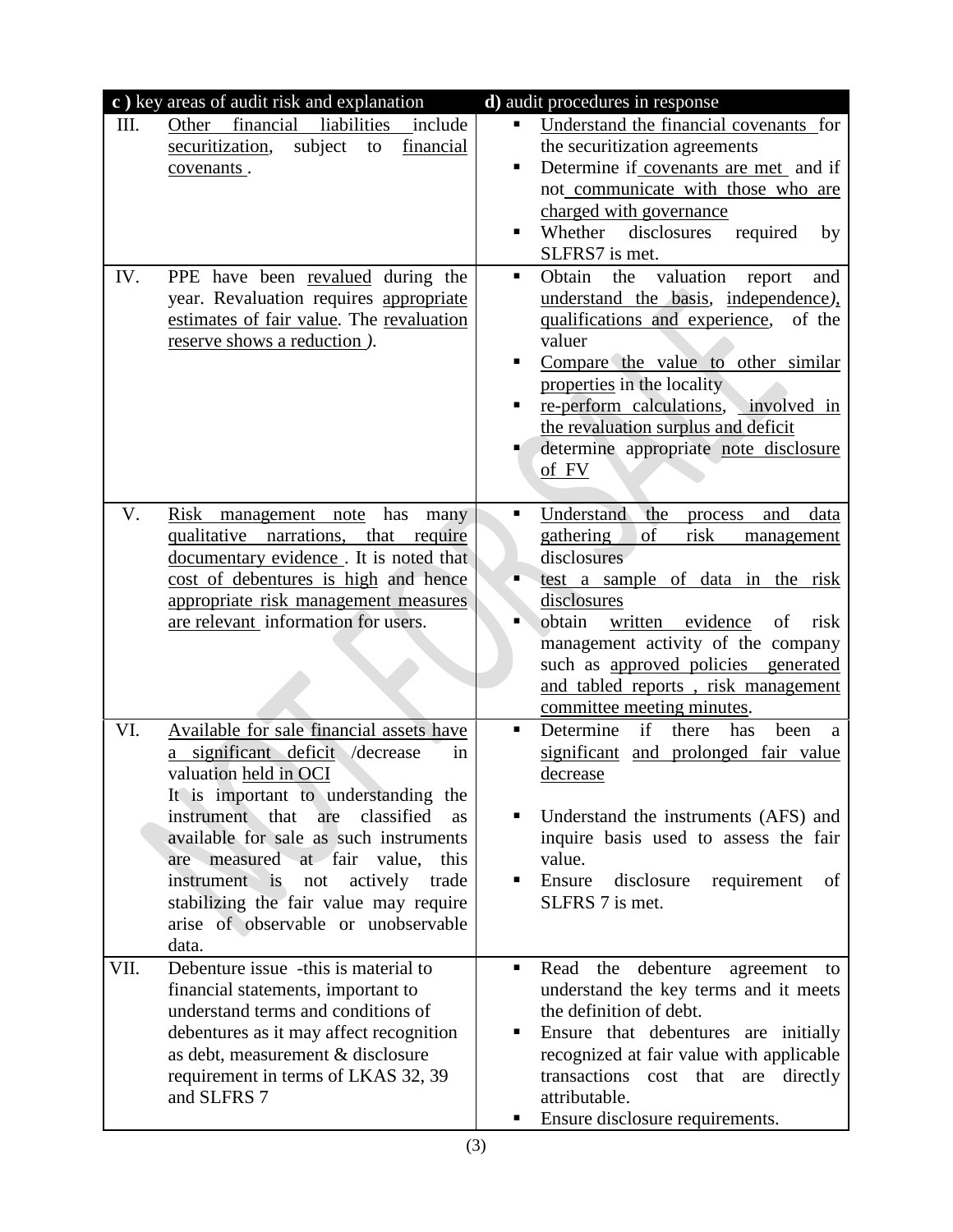| | c ) key areas of audit risk and explanation | d) audit procedures in response |
|---|---|---|
| III. | Other financial liabilities include securitization, subject to financial covenants . | ▪ Understand the financial covenants for the securitization agreements<br>▪ Determine if covenants are met and if not communicate with those who are charged with governance<br>▪ Whether disclosures required by SLFRS7 is met. |
| IV. | PPE have been revalued during the year. Revaluation requires appropriate estimates of fair value. The revaluation reserve shows a reduction ). | ▪ Obtain the valuation report and understand the basis, independence), qualifications and experience, of the valuer<br>▪ Compare the value to other similar properties in the locality<br>▪ re-perform calculations, involved in the revaluation surplus and deficit<br>▪ determine appropriate note disclosure of FV |
| V. | Risk management note has many qualitative narrations, that require documentary evidence . It is noted that cost of debentures is high and hence appropriate risk management measures are relevant information for users. | ▪ Understand the process and data gathering of risk management disclosures<br>▪ test a sample of data in the risk disclosures<br>▪ obtain written evidence of risk management activity of the company such as approved policies generated and tabled reports , risk management committee meeting minutes. |
| VI. | Available for sale financial assets have a significant deficit /decrease in valuation held in OCI<br>It is important to understanding the instrument that are classified as available for sale as such instruments are measured at fair value, this instrument is not actively trade stabilizing the fair value may require arise of observable or unobservable data. | ▪ Determine if there has been a significant and prolonged fair value decrease<br>▪ Understand the instruments (AFS) and inquire basis used to assess the fair value.<br>▪ Ensure disclosure requirement of SLFRS 7 is met. |
| VII. | Debenture issue -this is material to financial statements, important to understand terms and conditions of debentures as it may affect recognition as debt, measurement & disclosure requirement in terms of LKAS 32, 39 and SLFRS 7 | ▪ Read the debenture agreement to understand the key terms and it meets the definition of debt.<br>▪ Ensure that debentures are initially recognized at fair value with applicable transactions cost that are directly attributable.<br>▪ Ensure disclosure requirements. |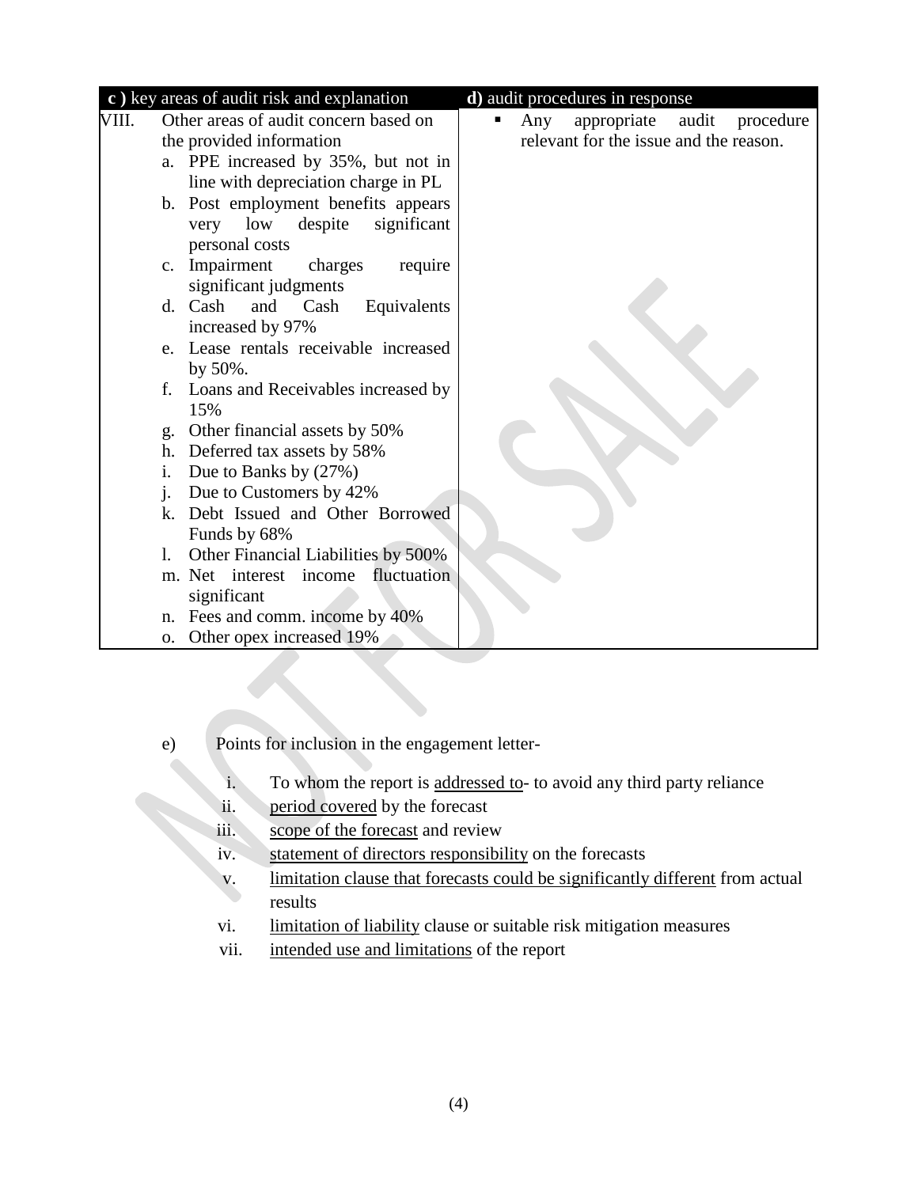| **c )** key areas of audit risk and explanation | **d)** audit procedures in response |
|---|---|
| VIII. Other areas of audit concern based on the provided information<br>a. PPE increased by 35%, but not in line with depreciation charge in PL<br>b. Post employment benefits appears very low despite significant personal costs<br>c. Impairment charges require significant judgments<br>d. Cash and Cash Equivalents increased by 97%<br>e. Lease rentals receivable increased by 50%.<br>f. Loans and Receivables increased by 15%<br>g. Other financial assets by 50%<br>h. Deferred tax assets by 58%<br>i. Due to Banks by (27%)<br>j. Due to Customers by 42%<br>k. Debt Issued and Other Borrowed Funds by 68%<br>l. Other Financial Liabilities by 500%<br>m. Net interest income fluctuation significant<br>n. Fees and comm. income by 40%<br>o. Other opex increased 19% | ▪ Any appropriate audit procedure relevant for the issue and the reason. |

e) Points for inclusion in the engagement letter-

i. To whom the report is addressed to- to avoid any third party reliance
ii. period covered by the forecast
iii. scope of the forecast and review
iv. statement of directors responsibility on the forecasts
v. limitation clause that forecasts could be significantly different from actual results
vi. limitation of liability clause or suitable risk mitigation measures
vii. intended use and limitations of the report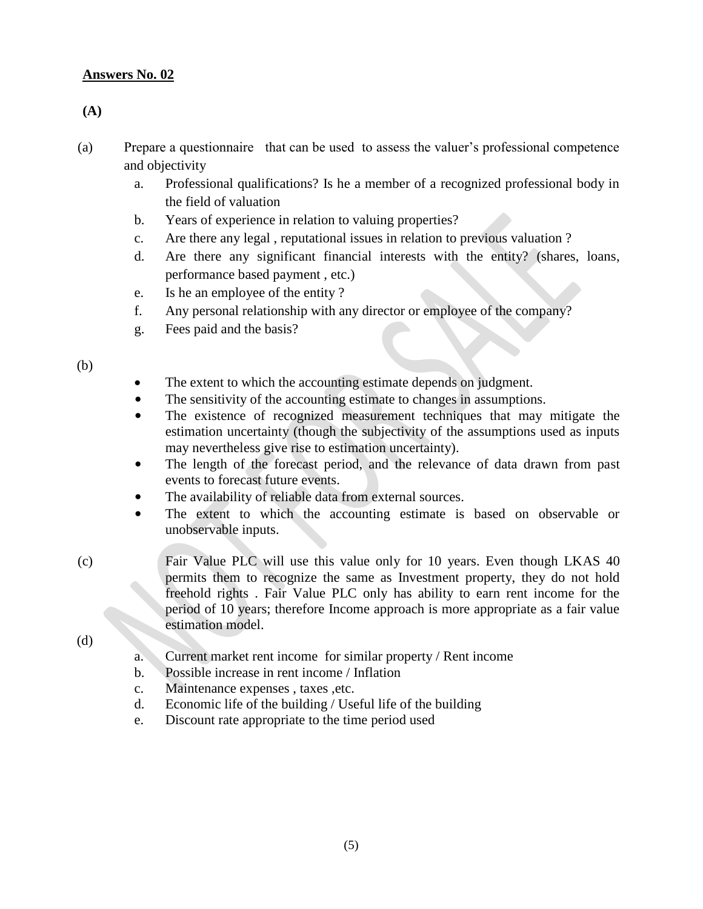**Answers No. 02**

**(A)**

(a) Prepare a questionnaire that can be used to assess the valuer's professional competence and objectivity

a. Professional qualifications? Is he a member of a recognized professional body in the field of valuation
b. Years of experience in relation to valuing properties?
c. Are there any legal , reputational issues in relation to previous valuation ?
d. Are there any significant financial interests with the entity? (shares, loans, performance based payment , etc.)
e. Is he an employee of the entity ?
f. Any personal relationship with any director or employee of the company?
g. Fees paid and the basis?

(b)

- The extent to which the accounting estimate depends on judgment.
- The sensitivity of the accounting estimate to changes in assumptions.
- The existence of recognized measurement techniques that may mitigate the estimation uncertainty (though the subjectivity of the assumptions used as inputs may nevertheless give rise to estimation uncertainty).
- The length of the forecast period, and the relevance of data drawn from past events to forecast future events.
- The availability of reliable data from external sources.
- The extent to which the accounting estimate is based on observable or unobservable inputs.

(c) Fair Value PLC will use this value only for 10 years. Even though LKAS 40 permits them to recognize the same as Investment property, they do not hold freehold rights . Fair Value PLC only has ability to earn rent income for the period of 10 years; therefore Income approach is more appropriate as a fair value estimation model.

(d)

a. Current market rent income for similar property / Rent income
b. Possible increase in rent income / Inflation
c. Maintenance expenses , taxes ,etc.
d. Economic life of the building / Useful life of the building
e. Discount rate appropriate to the time period used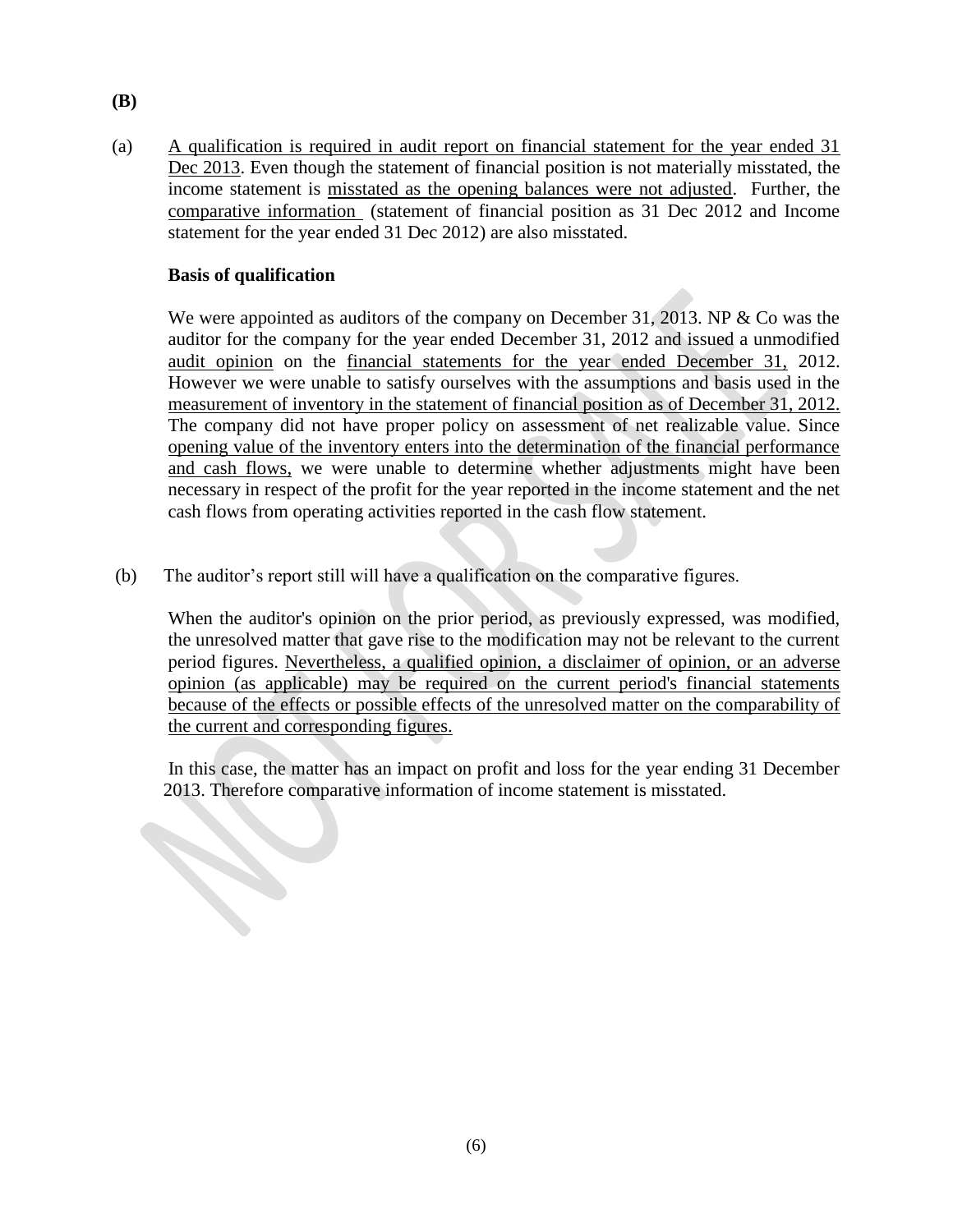**(B)**

(a) A qualification is required in audit report on financial statement for the year ended 31 Dec 2013. Even though the statement of financial position is not materially misstated, the income statement is misstated as the opening balances were not adjusted. Further, the comparative information (statement of financial position as 31 Dec 2012 and Income statement for the year ended 31 Dec 2012) are also misstated.

**Basis of qualification**

We were appointed as auditors of the company on December 31, 2013. NP & Co was the auditor for the company for the year ended December 31, 2012 and issued a unmodified audit opinion on the financial statements for the year ended December 31, 2012. However we were unable to satisfy ourselves with the assumptions and basis used in the measurement of inventory in the statement of financial position as of December 31, 2012. The company did not have proper policy on assessment of net realizable value. Since opening value of the inventory enters into the determination of the financial performance and cash flows, we were unable to determine whether adjustments might have been necessary in respect of the profit for the year reported in the income statement and the net cash flows from operating activities reported in the cash flow statement.

(b) The auditor's report still will have a qualification on the comparative figures.

When the auditor's opinion on the prior period, as previously expressed, was modified, the unresolved matter that gave rise to the modification may not be relevant to the current period figures. Nevertheless, a qualified opinion, a disclaimer of opinion, or an adverse opinion (as applicable) may be required on the current period's financial statements because of the effects or possible effects of the unresolved matter on the comparability of the current and corresponding figures.

In this case, the matter has an impact on profit and loss for the year ending 31 December 2013. Therefore comparative information of income statement is misstated.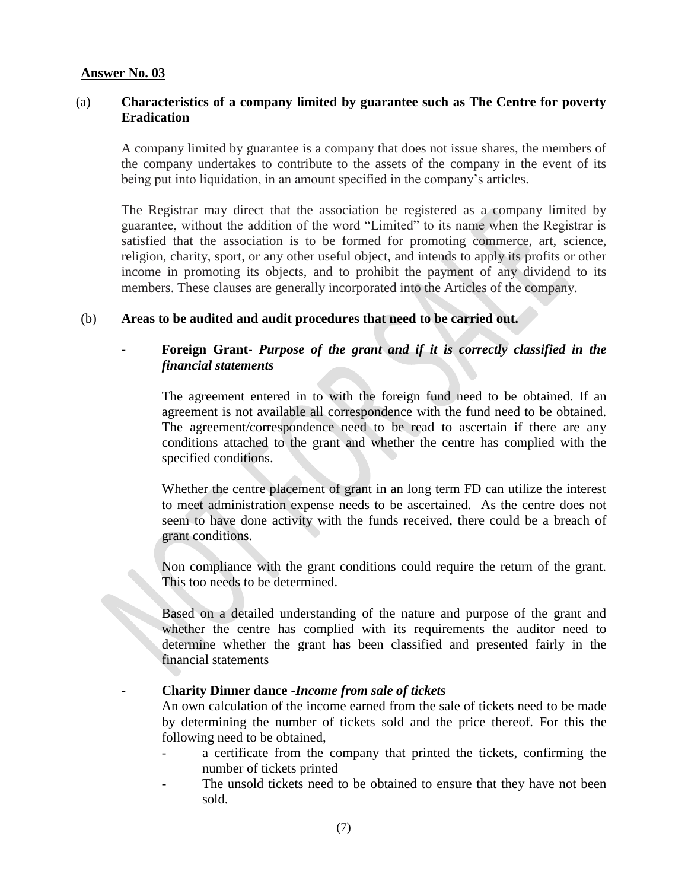**Answer No. 03**

(a) **Characteristics of a company limited by guarantee such as The Centre for poverty Eradication**

A company limited by guarantee is a company that does not issue shares, the members of the company undertakes to contribute to the assets of the company in the event of its being put into liquidation, in an amount specified in the company's articles.

The Registrar may direct that the association be registered as a company limited by guarantee, without the addition of the word "Limited" to its name when the Registrar is satisfied that the association is to be formed for promoting commerce, art, science, religion, charity, sport, or any other useful object, and intends to apply its profits or other income in promoting its objects, and to prohibit the payment of any dividend to its members. These clauses are generally incorporated into the Articles of the company.

(b) **Areas to be audited and audit procedures that need to be carried out.**

- **Foreign Grant**- ***Purpose of the grant and if it is correctly classified in the financial statements***

  The agreement entered in to with the foreign fund need to be obtained. If an agreement is not available all correspondence with the fund need to be obtained. The agreement/correspondence need to be read to ascertain if there are any conditions attached to the grant and whether the centre has complied with the specified conditions.

  Whether the centre placement of grant in an long term FD can utilize the interest to meet administration expense needs to be ascertained. As the centre does not seem to have done activity with the funds received, there could be a breach of grant conditions.

  Non compliance with the grant conditions could require the return of the grant. This too needs to be determined.

  Based on a detailed understanding of the nature and purpose of the grant and whether the centre has complied with its requirements the auditor need to determine whether the grant has been classified and presented fairly in the financial statements

- **Charity Dinner dance** -*Income from sale of tickets*

  An own calculation of the income earned from the sale of tickets need to be made by determining the number of tickets sold and the price thereof. For this the following need to be obtained,

  - a certificate from the company that printed the tickets, confirming the number of tickets printed
  - The unsold tickets need to be obtained to ensure that they have not been sold.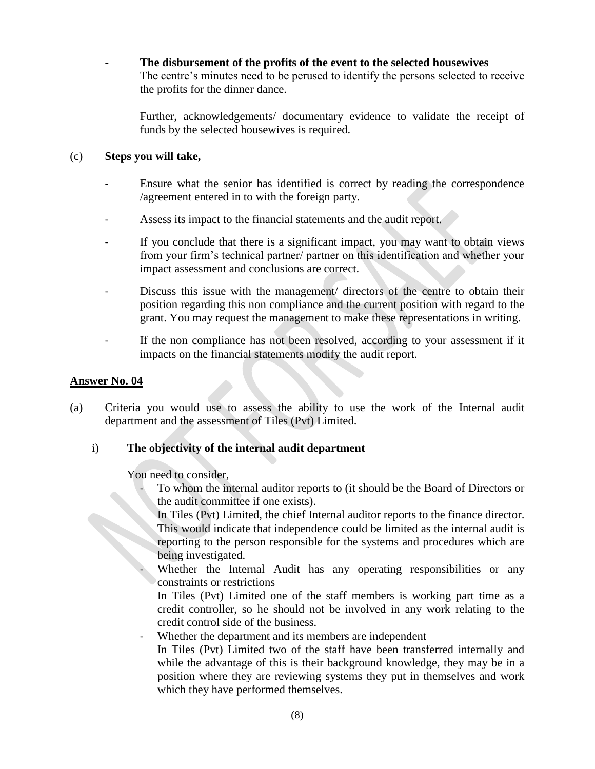- **The disbursement of the profits of the event to the selected housewives**
  The centre's minutes need to be perused to identify the persons selected to receive the profits for the dinner dance.

  Further, acknowledgements/ documentary evidence to validate the receipt of funds by the selected housewives is required.

(c) **Steps you will take,**

- Ensure what the senior has identified is correct by reading the correspondence /agreement entered in to with the foreign party.
- Assess its impact to the financial statements and the audit report.
- If you conclude that there is a significant impact, you may want to obtain views from your firm's technical partner/ partner on this identification and whether your impact assessment and conclusions are correct.
- Discuss this issue with the management/ directors of the centre to obtain their position regarding this non compliance and the current position with regard to the grant. You may request the management to make these representations in writing.
- If the non compliance has not been resolved, according to your assessment if it impacts on the financial statements modify the audit report.

## Answer No. 04

(a) Criteria you would use to assess the ability to use the work of the Internal audit department and the assessment of Tiles (Pvt) Limited.

i) **The objectivity of the internal audit department**

You need to consider,

- To whom the internal auditor reports to (it should be the Board of Directors or the audit committee if one exists).
  In Tiles (Pvt) Limited, the chief Internal auditor reports to the finance director. This would indicate that independence could be limited as the internal audit is reporting to the person responsible for the systems and procedures which are being investigated.
- Whether the Internal Audit has any operating responsibilities or any constraints or restrictions
  In Tiles (Pvt) Limited one of the staff members is working part time as a credit controller, so he should not be involved in any work relating to the credit control side of the business.
- Whether the department and its members are independent
  In Tiles (Pvt) Limited two of the staff have been transferred internally and while the advantage of this is their background knowledge, they may be in a position where they are reviewing systems they put in themselves and work which they have performed themselves.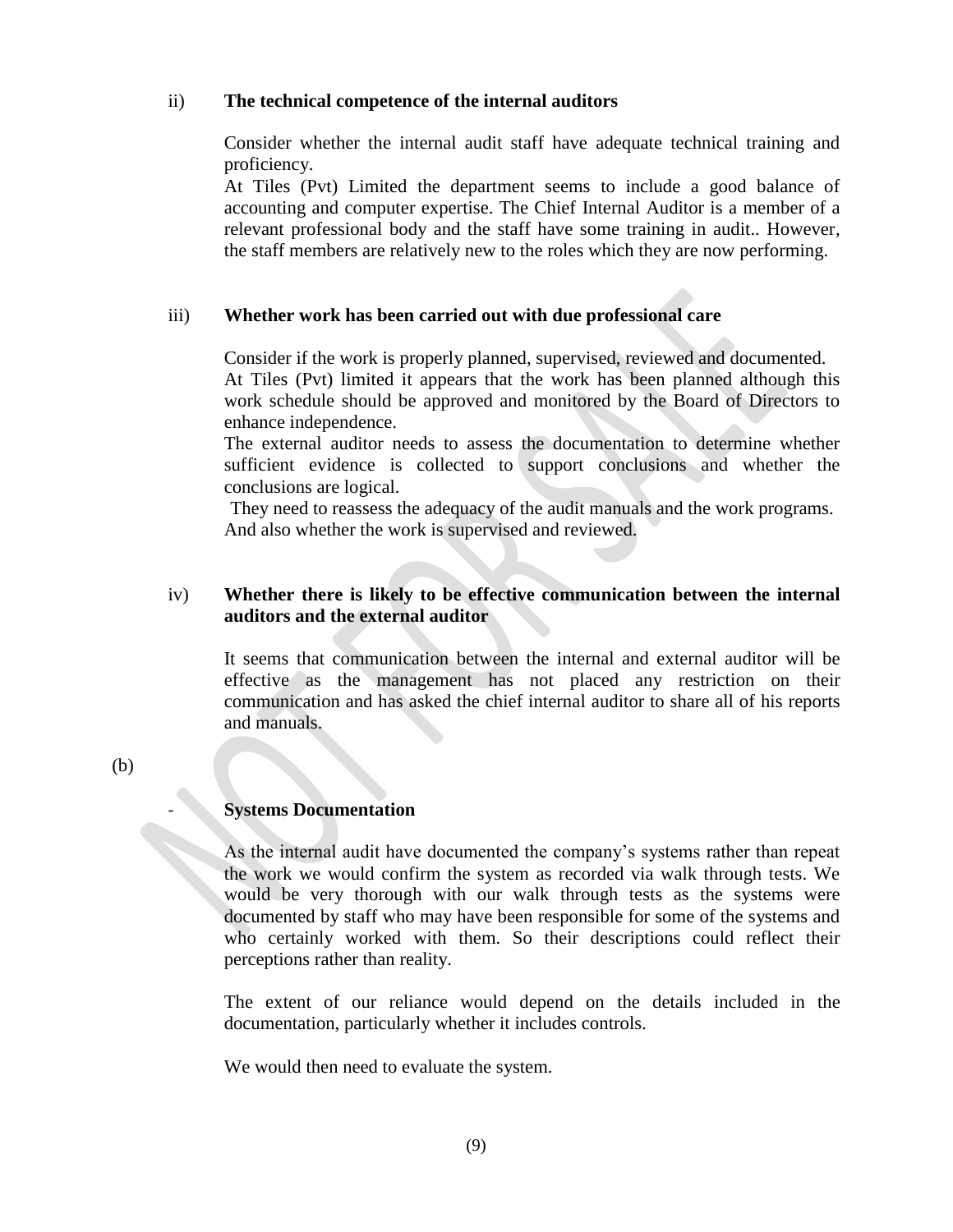ii) **The technical competence of the internal auditors**

Consider whether the internal audit staff have adequate technical training and proficiency.
At Tiles (Pvt) Limited the department seems to include a good balance of accounting and computer expertise. The Chief Internal Auditor is a member of a relevant professional body and the staff have some training in audit.. However, the staff members are relatively new to the roles which they are now performing.

iii) **Whether work has been carried out with due professional care**

Consider if the work is properly planned, supervised, reviewed and documented.
At Tiles (Pvt) limited it appears that the work has been planned although this work schedule should be approved and monitored by the Board of Directors to enhance independence.
The external auditor needs to assess the documentation to determine whether sufficient evidence is collected to support conclusions and whether the conclusions are logical.
They need to reassess the adequacy of the audit manuals and the work programs. And also whether the work is supervised and reviewed.

iv) **Whether there is likely to be effective communication between the internal auditors and the external auditor**

It seems that communication between the internal and external auditor will be effective as the management has not placed any restriction on their communication and has asked the chief internal auditor to share all of his reports and manuals.

(b)

- **Systems Documentation**

As the internal audit have documented the company's systems rather than repeat the work we would confirm the system as recorded via walk through tests. We would be very thorough with our walk through tests as the systems were documented by staff who may have been responsible for some of the systems and who certainly worked with them. So their descriptions could reflect their perceptions rather than reality.

The extent of our reliance would depend on the details included in the documentation, particularly whether it includes controls.

We would then need to evaluate the system.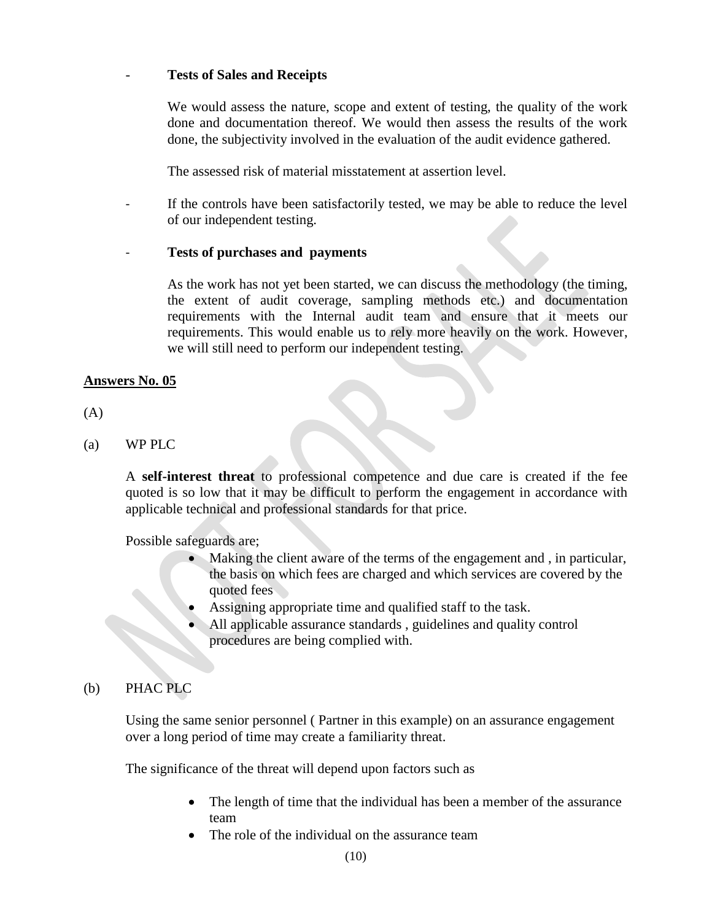- **Tests of Sales and Receipts**

  We would assess the nature, scope and extent of testing, the quality of the work done and documentation thereof. We would then assess the results of the work done, the subjectivity involved in the evaluation of the audit evidence gathered.

  The assessed risk of material misstatement at assertion level.

- If the controls have been satisfactorily tested, we may be able to reduce the level of our independent testing.

- **Tests of purchases and payments**

  As the work has not yet been started, we can discuss the methodology (the timing, the extent of audit coverage, sampling methods etc.) and documentation requirements with the Internal audit team and ensure that it meets our requirements. This would enable us to rely more heavily on the work. However, we will still need to perform our independent testing.

## Answers No. 05

(A)

(a) WP PLC

A **self-interest threat** to professional competence and due care is created if the fee quoted is so low that it may be difficult to perform the engagement in accordance with applicable technical and professional standards for that price.

Possible safeguards are;

- Making the client aware of the terms of the engagement and , in particular, the basis on which fees are charged and which services are covered by the quoted fees
- Assigning appropriate time and qualified staff to the task.
- All applicable assurance standards , guidelines and quality control procedures are being complied with.

(b) PHAC PLC

Using the same senior personnel ( Partner in this example) on an assurance engagement over a long period of time may create a familiarity threat.

The significance of the threat will depend upon factors such as

- The length of time that the individual has been a member of the assurance team
- The role of the individual on the assurance team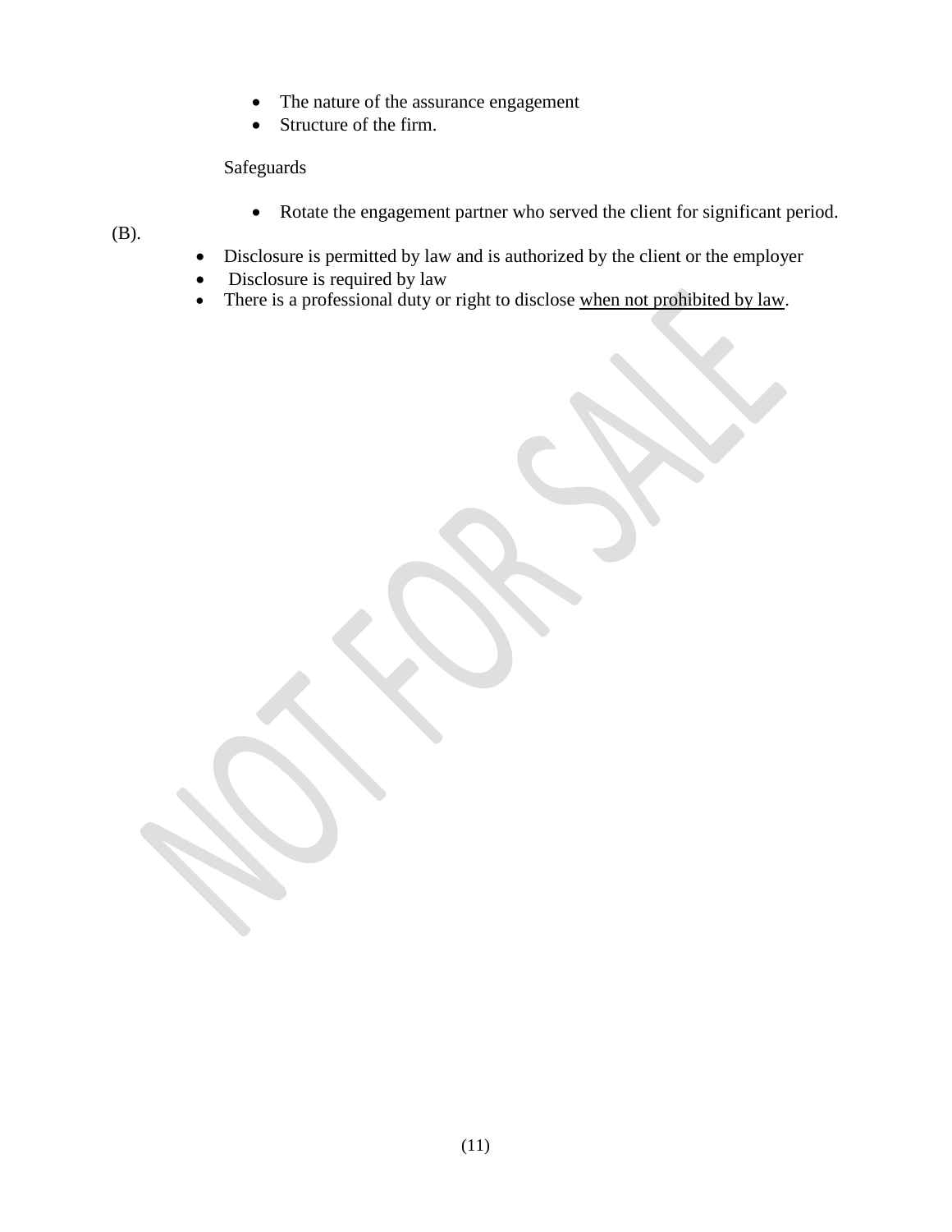- The nature of the assurance engagement
- Structure of the firm.

Safeguards

- Rotate the engagement partner who served the client for significant period.

(B).

- Disclosure is permitted by law and is authorized by the client or the employer
- Disclosure is required by law
- There is a professional duty or right to disclose <u>when not prohibited by law</u>.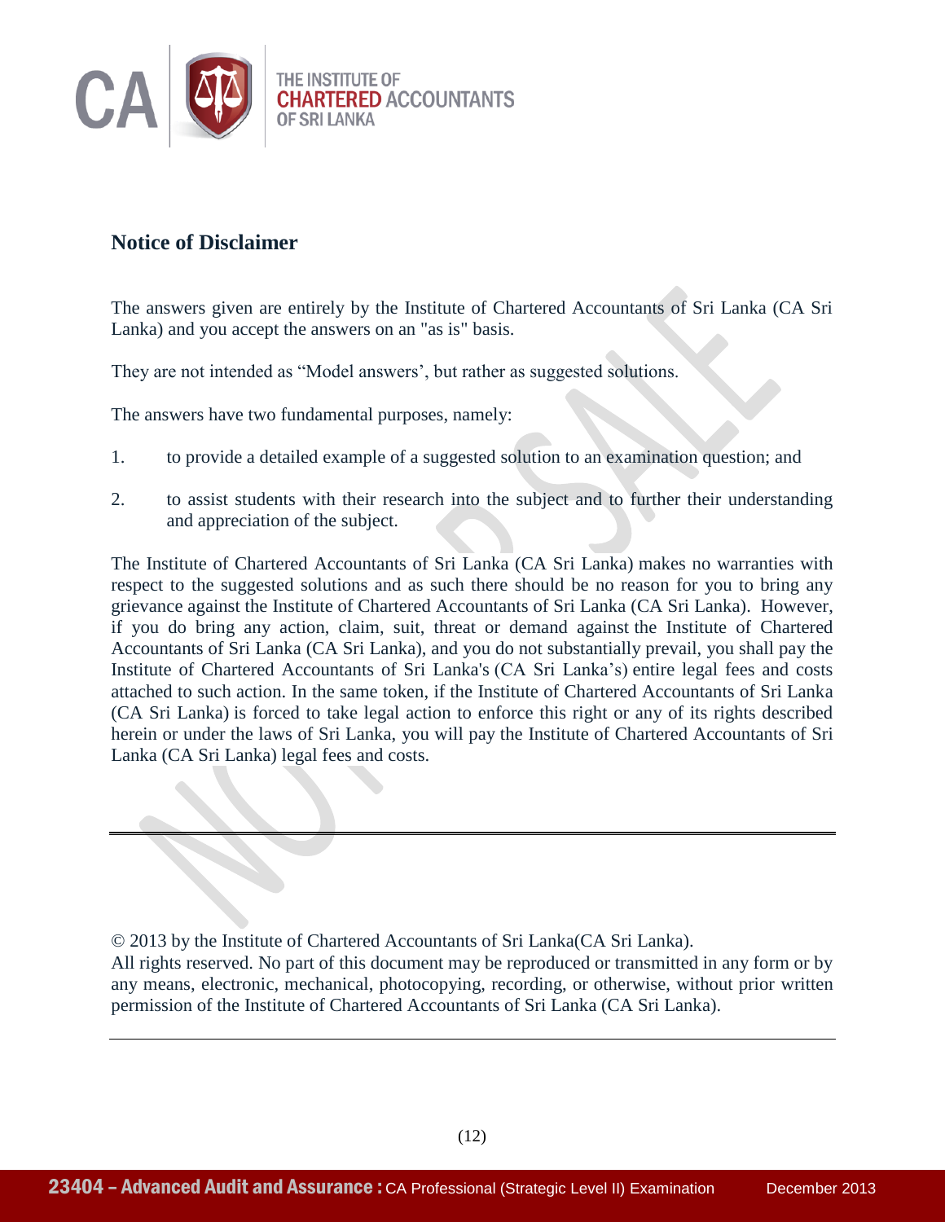## Notice of Disclaimer

The answers given are entirely by the Institute of Chartered Accountants of Sri Lanka (CA Sri Lanka) and you accept the answers on an "as is" basis.

They are not intended as "Model answers', but rather as suggested solutions.

The answers have two fundamental purposes, namely:

1. to provide a detailed example of a suggested solution to an examination question; and

2. to assist students with their research into the subject and to further their understanding and appreciation of the subject.

The Institute of Chartered Accountants of Sri Lanka (CA Sri Lanka) makes no warranties with respect to the suggested solutions and as such there should be no reason for you to bring any grievance against the Institute of Chartered Accountants of Sri Lanka (CA Sri Lanka). However, if you do bring any action, claim, suit, threat or demand against the Institute of Chartered Accountants of Sri Lanka (CA Sri Lanka), and you do not substantially prevail, you shall pay the Institute of Chartered Accountants of Sri Lanka's (CA Sri Lanka's) entire legal fees and costs attached to such action. In the same token, if the Institute of Chartered Accountants of Sri Lanka (CA Sri Lanka) is forced to take legal action to enforce this right or any of its rights described herein or under the laws of Sri Lanka, you will pay the Institute of Chartered Accountants of Sri Lanka (CA Sri Lanka) legal fees and costs.

---

© 2013 by the Institute of Chartered Accountants of Sri Lanka(CA Sri Lanka).
All rights reserved. No part of this document may be reproduced or transmitted in any form or by any means, electronic, mechanical, photocopying, recording, or otherwise, without prior written permission of the Institute of Chartered Accountants of Sri Lanka (CA Sri Lanka).

---